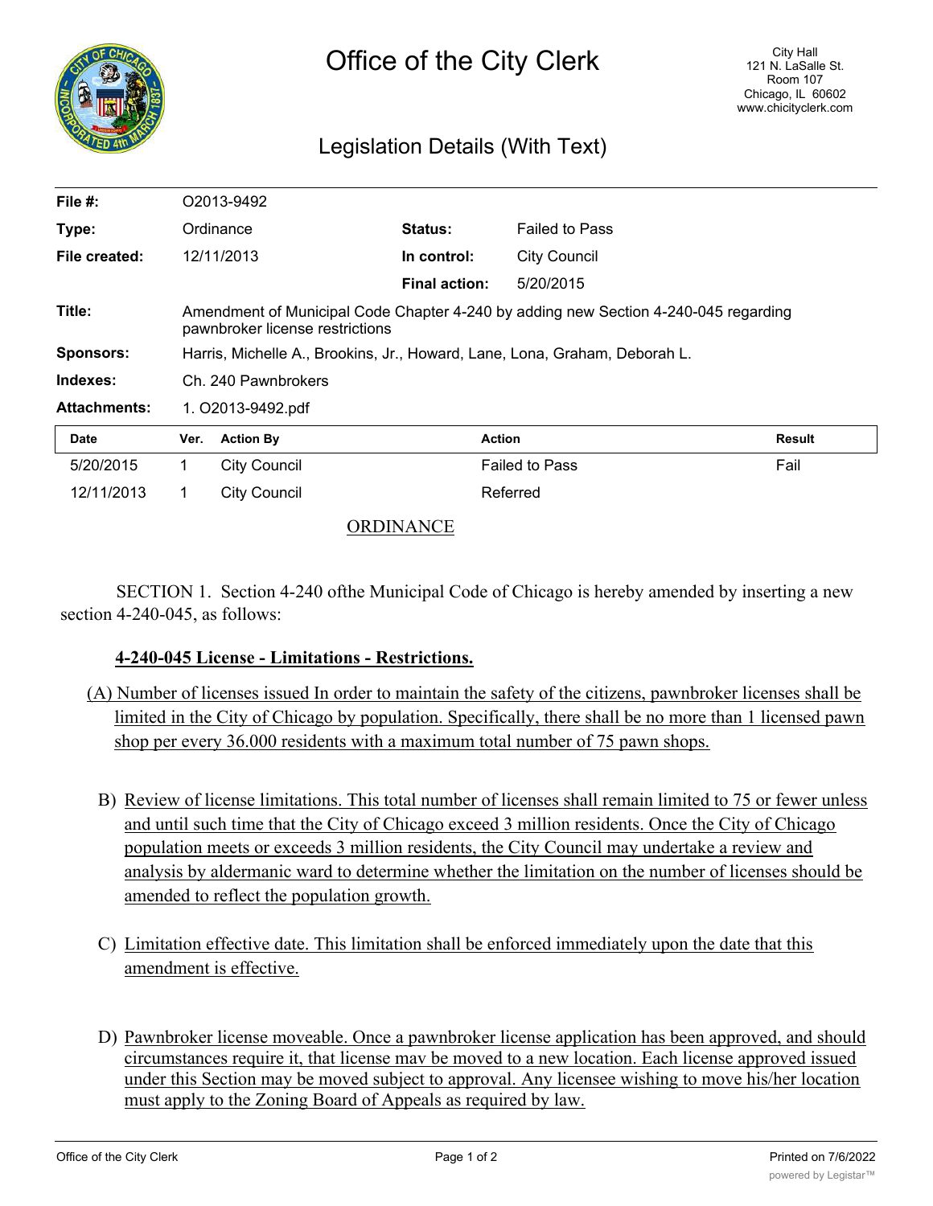# Office of the City Clerk

City Hall
121 N. LaSalle St.
Room 107
Chicago, IL 60602
www.chicityclerk.com

## Legislation Details (With Text)

| | | | |
|---|---|---|---|
| **File #:** | O2013-9492 | | |
| **Type:** | Ordinance | **Status:** | Failed to Pass |
| **File created:** | 12/11/2013 | **In control:** | City Council |
| | | **Final action:** | 5/20/2015 |
| **Title:** | Amendment of Municipal Code Chapter 4-240 by adding new Section 4-240-045 regarding pawnbroker license restrictions | | |
| **Sponsors:** | Harris, Michelle A., Brookins, Jr., Howard, Lane, Lona, Graham, Deborah L. | | |
| **Indexes:** | Ch. 240 Pawnbrokers | | |
| **Attachments:** | 1. O2013-9492.pdf | | |

| Date | Ver. | Action By | Action | Result |
|---|---|---|---|---|
| 5/20/2015 | 1 | City Council | Failed to Pass | Fail |
| 12/11/2013 | 1 | City Council | Referred | |

ORDINANCE

SECTION 1. Section 4-240 ofthe Municipal Code of Chicago is hereby amended by inserting a new section 4-240-045, as follows:

**4-240-045 License - Limitations - Restrictions.**

(A) Number of licenses issued In order to maintain the safety of the citizens, pawnbroker licenses shall be limited in the City of Chicago by population. Specifically, there shall be no more than 1 licensed pawn shop per every 36.000 residents with a maximum total number of 75 pawn shops.

B) Review of license limitations. This total number of licenses shall remain limited to 75 or fewer unless and until such time that the City of Chicago exceed 3 million residents. Once the City of Chicago population meets or exceeds 3 million residents, the City Council may undertake a review and analysis by aldermanic ward to determine whether the limitation on the number of licenses should be amended to reflect the population growth.

C) Limitation effective date. This limitation shall be enforced immediately upon the date that this amendment is effective.

D) Pawnbroker license moveable. Once a pawnbroker license application has been approved, and should circumstances require it, that license mav be moved to a new location. Each license approved issued under this Section may be moved subject to approval. Any licensee wishing to move his/her location must apply to the Zoning Board of Appeals as required by law.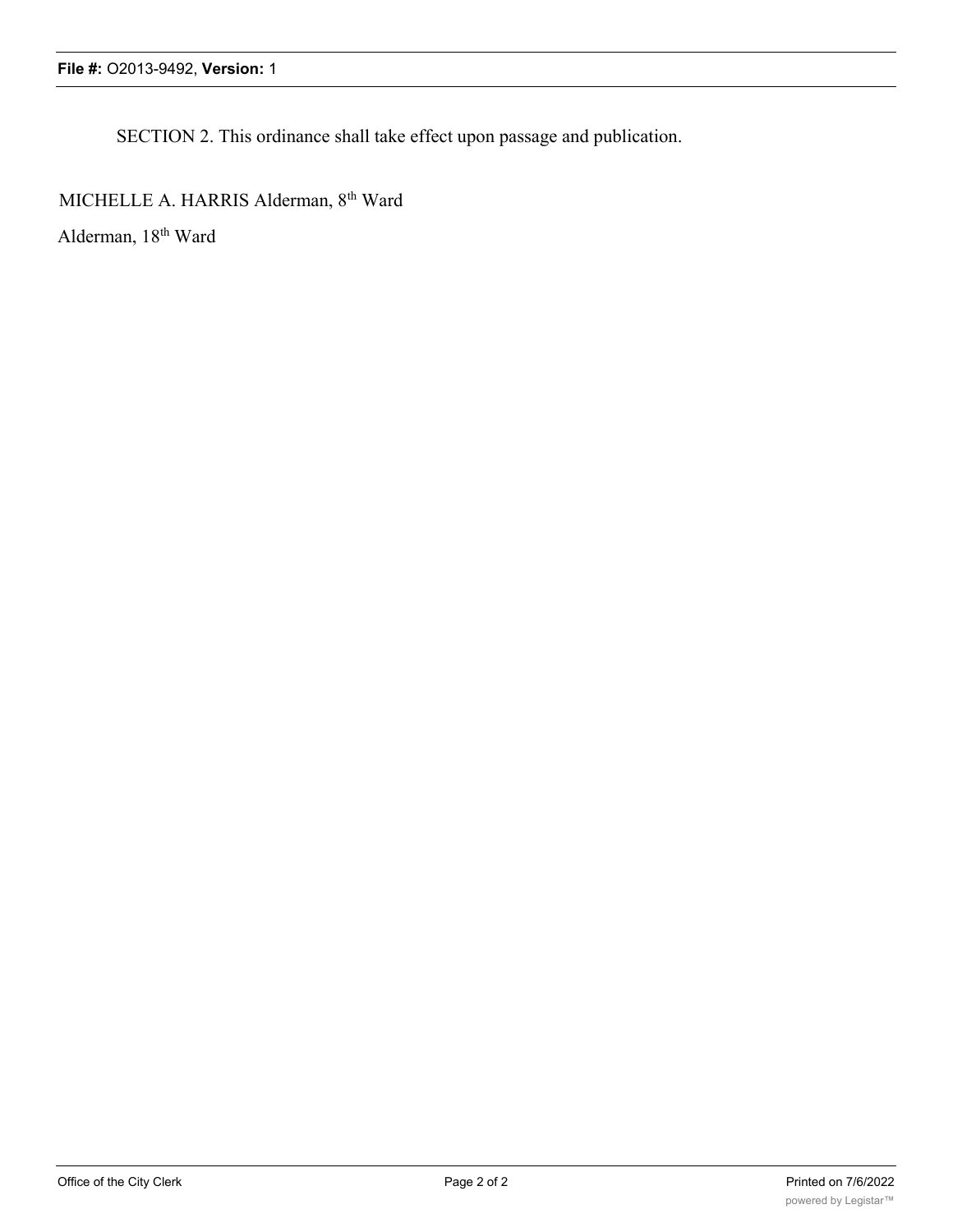SECTION 2. This ordinance shall take effect upon passage and publication.

MICHELLE A. HARRIS Alderman, 8th Ward

Alderman, 18th Ward